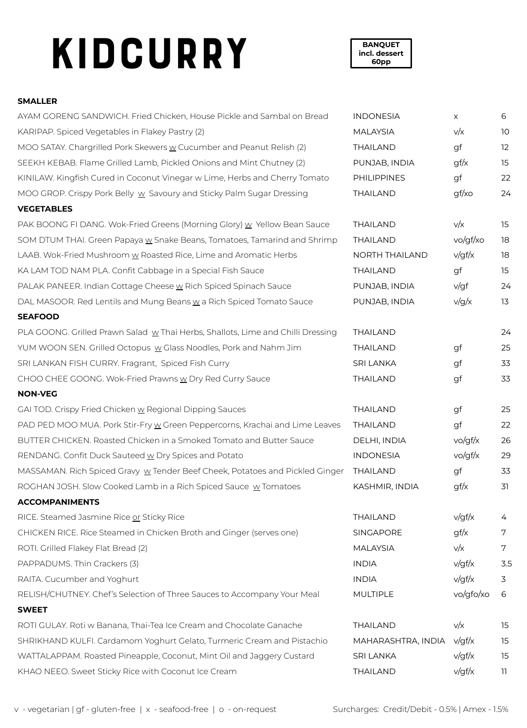# KIDCURRY

**BANQUET incl. dessert 60pp**

| SMALLER | | | |
|---|---|---|---|
| AYAM GORENG SANDWICH. Fried Chicken, House Pickle and Sambal on Bread | INDONESIA | x | 6 |
| KARIPAP. Spiced Vegetables in Flakey Pastry (2) | MALAYSIA | v/x | 10 |
| MOO SATAY. Chargrilled Pork Skewers w Cucumber and Peanut Relish (2) | THAILAND | gf | 12 |
| SEEKH KEBAB. Flame Grilled Lamb, Pickled Onions and Mint Chutney (2) | PUNJAB, INDIA | gf/x | 15 |
| KINILAW. Kingfish Cured in Coconut Vinegar w Lime, Herbs and Cherry Tomato | PHILIPPINES | gf | 22 |
| MOO GROP. Crispy Pork Belly w Savoury and Sticky Palm Sugar Dressing | THAILAND | gf/xo | 24 |
| **VEGETABLES** | | | |
| PAK BOONG FI DANG. Wok-Fried Greens (Morning Glory) w Yellow Bean Sauce | THAILAND | v/x | 15 |
| SOM DTUM THAI. Green Papaya w Snake Beans, Tomatoes, Tamarind and Shrimp | THAILAND | vo/gf/xo | 18 |
| LAAB. Wok-Fried Mushroom w Roasted Rice, Lime and Aromatic Herbs | NORTH THAILAND | v/gf/x | 18 |
| KA LAM TOD NAM PLA. Confit Cabbage in a Special Fish Sauce | THAILAND | gf | 15 |
| PALAK PANEER. Indian Cottage Cheese w Rich Spiced Spinach Sauce | PUNJAB, INDIA | v/gf | 24 |
| DAL MASOOR. Red Lentils and Mung Beans w a Rich Spiced Tomato Sauce | PUNJAB, INDIA | v/g/x | 13 |
| **SEAFOOD** | | | |
| PLA GOONG. Grilled Prawn Salad w Thai Herbs, Shallots, Lime and Chilli Dressing | THAILAND | | 24 |
| YUM WOON SEN. Grilled Octopus w Glass Noodles, Pork and Nahm Jim | THAILAND | gf | 25 |
| SRI LANKAN FISH CURRY. Fragrant, Spiced Fish Curry | SRI LANKA | gf | 33 |
| CHOO CHEE GOONG. Wok-Fried Prawns w Dry Red Curry Sauce | THAILAND | gf | 33 |
| **NON-VEG** | | | |
| GAI TOD. Crispy Fried Chicken w Regional Dipping Sauces | THAILAND | gf | 25 |
| PAD PED MOO MUA. Pork Stir-Fry w Green Peppercorns, Krachai and Lime Leaves | THAILAND | gf | 22 |
| BUTTER CHICKEN. Roasted Chicken in a Smoked Tomato and Butter Sauce | DELHI, INDIA | vo/gf/x | 26 |
| RENDANG. Confit Duck Sauteed w Dry Spices and Potato | INDONESIA | vo/gf/x | 29 |
| MASSAMAN. Rich Spiced Gravy w Tender Beef Cheek, Potatoes and Pickled Ginger | THAILAND | gf | 33 |
| ROGHAN JOSH. Slow Cooked Lamb in a Rich Spiced Sauce w Tomatoes | KASHMIR, INDIA | gf/x | 31 |
| **ACCOMPANIMENTS** | | | |
| RICE. Steamed Jasmine Rice or Sticky Rice | THAILAND | v/gf/x | 4 |
| CHICKEN RICE. Rice Steamed in Chicken Broth and Ginger (serves one) | SINGAPORE | gf/x | 7 |
| ROTI. Grilled Flakey Flat Bread (2) | MALAYSIA | v/x | 7 |
| PAPPADUMS. Thin Crackers (3) | INDIA | v/gf/x | 3.5 |
| RAITA. Cucumber and Yoghurt | INDIA | v/gf/x | 3 |
| RELISH/CHUTNEY. Chef's Selection of Three Sauces to Accompany Your Meal | MULTIPLE | vo/gfo/xo | 6 |
| **SWEET** | | | |
| ROTI GULAY. Roti w Banana, Thai-Tea Ice Cream and Chocolate Ganache | THAILAND | v/x | 15 |
| SHRIKHAND KULFI. Cardamom Yoghurt Gelato, Turmeric Cream and Pistachio | MAHARASHTRA, INDIA | v/gf/x | 15 |
| WATTALAPPAM. Roasted Pineapple, Coconut, Mint Oil and Jaggery Custard | SRI LANKA | v/gf/x | 15 |
| KHAO NEEO. Sweet Sticky Rice with Coconut Ice Cream | THAILAND | v/gf/x | 11 |

v - vegetarian | gf - gluten-free | x - seafood-free | o - on-request

Surcharges: Credit/Debit - 0.5% | Amex - 1.5%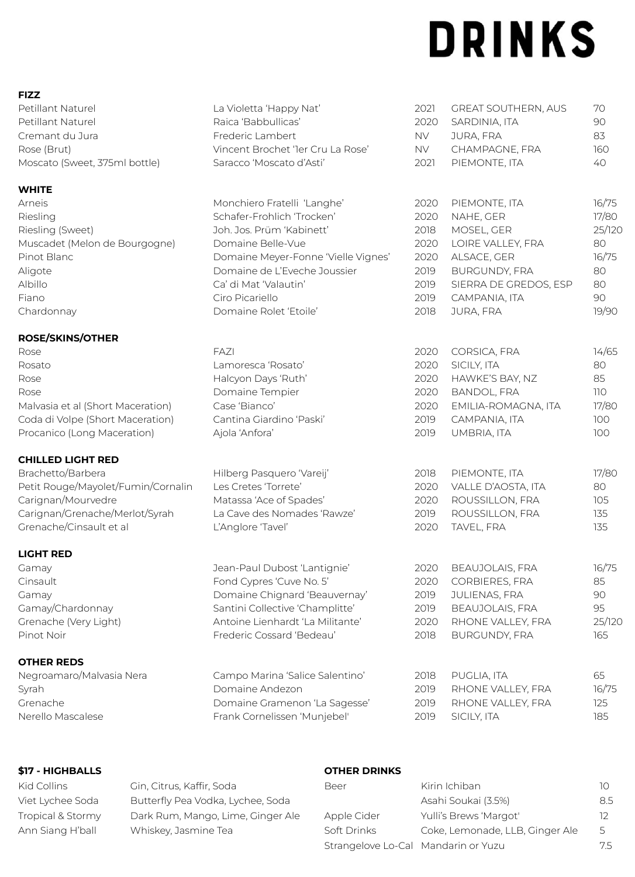# DRINKS

## FIZZ

| | | | | |
|---|---|---|---|---|
| Petillant Naturel | La Violetta 'Happy Nat' | 2021 | GREAT SOUTHERN, AUS | 70 |
| Petillant Naturel | Raica 'Babbullicas' | 2020 | SARDINIA, ITA | 90 |
| Cremant du Jura | Frederic Lambert | NV | JURA, FRA | 83 |
| Rose (Brut) | Vincent Brochet '1er Cru La Rose' | NV | CHAMPAGNE, FRA | 160 |
| Moscato (Sweet, 375ml bottle) | Saracco 'Moscato d'Asti' | 2021 | PIEMONTE, ITA | 40 |

## WHITE

| | | | | |
|---|---|---|---|---|
| Arneis | Monchiero Fratelli 'Langhe' | 2020 | PIEMONTE, ITA | 16/75 |
| Riesling | Schafer-Frohlich 'Trocken' | 2020 | NAHE, GER | 17/80 |
| Riesling (Sweet) | Joh. Jos. Prüm 'Kabinett' | 2018 | MOSEL, GER | 25/120 |
| Muscadet (Melon de Bourgogne) | Domaine Belle-Vue | 2020 | LOIRE VALLEY, FRA | 80 |
| Pinot Blanc | Domaine Meyer-Fonne 'Vielle Vignes' | 2020 | ALSACE, GER | 16/75 |
| Aligote | Domaine de L'Eveche Joussier | 2019 | BURGUNDY, FRA | 80 |
| Albillo | Ca' di Mat 'Valautin' | 2019 | SIERRA DE GREDOS, ESP | 80 |
| Fiano | Ciro Picariello | 2019 | CAMPANIA, ITA | 90 |
| Chardonnay | Domaine Rolet 'Etoile' | 2018 | JURA, FRA | 19/90 |

## ROSE/SKINS/OTHER

| | | | | |
|---|---|---|---|---|
| Rose | FAZI | 2020 | CORSICA, FRA | 14/65 |
| Rosato | Lamoresca 'Rosato' | 2020 | SICILY, ITA | 80 |
| Rose | Halcyon Days 'Ruth' | 2020 | HAWKE'S BAY, NZ | 85 |
| Rose | Domaine Tempier | 2020 | BANDOL, FRA | 110 |
| Malvasia et al (Short Maceration) | Case 'Bianco' | 2020 | EMILIA-ROMAGNA, ITA | 17/80 |
| Coda di Volpe (Short Maceration) | Cantina Giardino 'Paski' | 2019 | CAMPANIA, ITA | 100 |
| Procanico (Long Maceration) | Ajola 'Anfora' | 2019 | UMBRIA, ITA | 100 |

## CHILLED LIGHT RED

| | | | | |
|---|---|---|---|---|
| Brachetto/Barbera | Hilberg Pasquero 'Vareij' | 2018 | PIEMONTE, ITA | 17/80 |
| Petit Rouge/Mayolet/Fumin/Cornalin | Les Cretes 'Torrete' | 2020 | VALLE D'AOSTA, ITA | 80 |
| Carignan/Mourvedre | Matassa 'Ace of Spades' | 2020 | ROUSSILLON, FRA | 105 |
| Carignan/Grenache/Merlot/Syrah | La Cave des Nomades 'Rawze' | 2019 | ROUSSILLON, FRA | 135 |
| Grenache/Cinsault et al | L'Anglore 'Tavel' | 2020 | TAVEL, FRA | 135 |

## LIGHT RED

| | | | | |
|---|---|---|---|---|
| Gamay | Jean-Paul Dubost 'Lantignie' | 2020 | BEAUJOLAIS, FRA | 16/75 |
| Cinsault | Fond Cypres 'Cuve No. 5' | 2020 | CORBIERES, FRA | 85 |
| Gamay | Domaine Chignard 'Beauvernay' | 2019 | JULIENAS, FRA | 90 |
| Gamay/Chardonnay | Santini Collective 'Champlitte' | 2019 | BEAUJOLAIS, FRA | 95 |
| Grenache (Very Light) | Antoine Lienhardt 'La Militante' | 2020 | RHONE VALLEY, FRA | 25/120 |
| Pinot Noir | Frederic Cossard 'Bedeau' | 2018 | BURGUNDY, FRA | 165 |

## OTHER REDS

| | | | | |
|---|---|---|---|---|
| Negroamaro/Malvasia Nera | Campo Marina 'Salice Salentino' | 2018 | PUGLIA, ITA | 65 |
| Syrah | Domaine Andezon | 2019 | RHONE VALLEY, FRA | 16/75 |
| Grenache | Domaine Gramenon 'La Sagesse' | 2019 | RHONE VALLEY, FRA | 125 |
| Nerello Mascalese | Frank Cornelissen 'Munjebel' | 2019 | SICILY, ITA | 185 |

## $17 - HIGHBALLS

| | |
|---|---|
| Kid Collins | Gin, Citrus, Kaffir, Soda |
| Viet Lychee Soda | Butterfly Pea Vodka, Lychee, Soda |
| Tropical & Stormy | Dark Rum, Mango, Lime, Ginger Ale |
| Ann Siang H'ball | Whiskey, Jasmine Tea |

## OTHER DRINKS

| | | |
|---|---|---|
| Beer | Kirin Ichiban | 10 |
| | Asahi Soukai (3.5%) | 8.5 |
| Apple Cider | Yulli's Brews 'Margot' | 12 |
| Soft Drinks | Coke, Lemonade, LLB, Ginger Ale | 5 |
| Strangelove Lo-Cal | Mandarin or Yuzu | 7.5 |